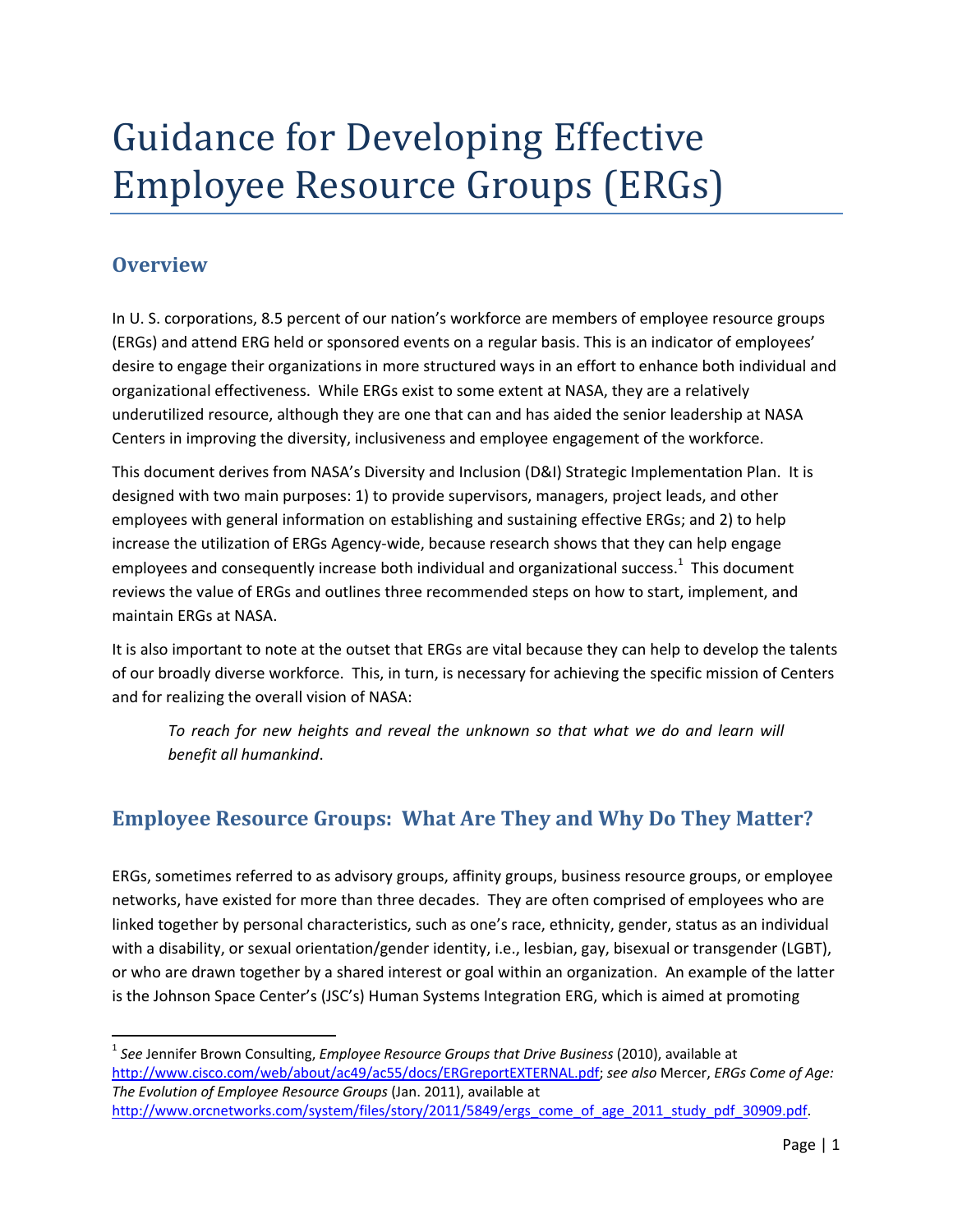# Guidance for Developing Effective Employee Resource Groups (ERGs)

## Overview

In U. S. corporations, 8.5 percent of our nation's workforce are members of employee resource groups (ERGs) and attend ERG held or sponsored events on a regular basis. This is an indicator of employees' desire to engage their organizations in more structured ways in an effort to enhance both individual and organizational effectiveness. While ERGs exist to some extent at NASA, they are a relatively underutilized resource, although they are one that can and has aided the senior leadership at NASA Centers in improving the diversity, inclusiveness and employee engagement of the workforce.

This document derives from NASA's Diversity and Inclusion (D&I) Strategic Implementation Plan. It is designed with two main purposes: 1) to provide supervisors, managers, project leads, and other employees with general information on establishing and sustaining effective ERGs; and 2) to help increase the utilization of ERGs Agency-wide, because research shows that they can help engage employees and consequently increase both individual and organizational success.[1] This document reviews the value of ERGs and outlines three recommended steps on how to start, implement, and maintain ERGs at NASA.

It is also important to note at the outset that ERGs are vital because they can help to develop the talents of our broadly diverse workforce. This, in turn, is necessary for achieving the specific mission of Centers and for realizing the overall vision of NASA:

> *To reach for new heights and reveal the unknown so that what we do and learn will benefit all humankind*.

## Employee Resource Groups: What Are They and Why Do They Matter?

ERGs, sometimes referred to as advisory groups, affinity groups, business resource groups, or employee networks, have existed for more than three decades. They are often comprised of employees who are linked together by personal characteristics, such as one's race, ethnicity, gender, status as an individual with a disability, or sexual orientation/gender identity, i.e., lesbian, gay, bisexual or transgender (LGBT), or who are drawn together by a shared interest or goal within an organization. An example of the latter is the Johnson Space Center's (JSC's) Human Systems Integration ERG, which is aimed at promoting

---

[1] *See* Jennifer Brown Consulting, *Employee Resource Groups that Drive Business* (2010), available at http://www.cisco.com/web/about/ac49/ac55/docs/ERGreportEXTERNAL.pdf; *see also* Mercer, *ERGs Come of Age: The Evolution of Employee Resource Groups* (Jan. 2011), available at http://www.orcnetworks.com/system/files/story/2011/5849/ergs_come_of_age_2011_study_pdf_30909.pdf.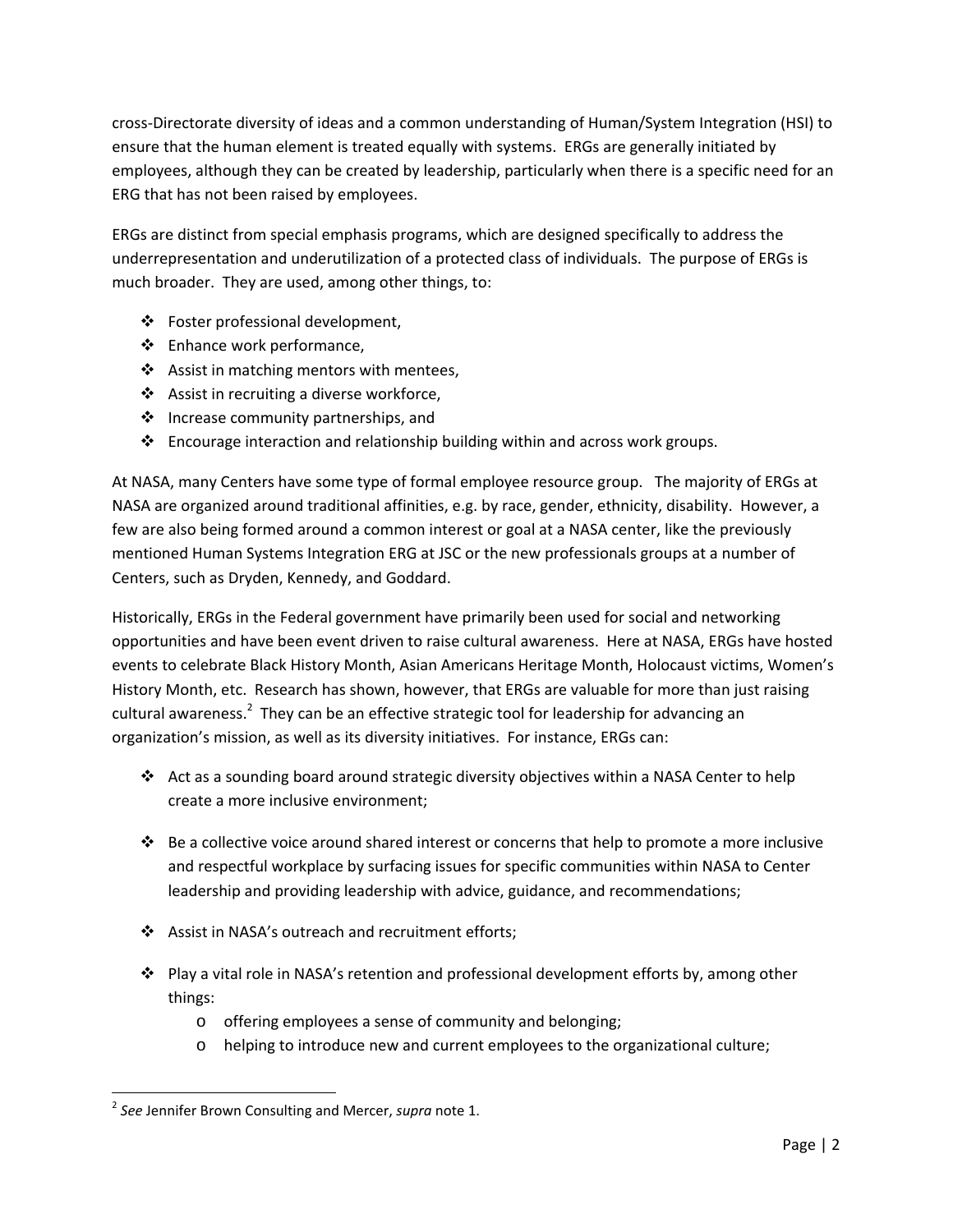cross-Directorate diversity of ideas and a common understanding of Human/System Integration (HSI) to ensure that the human element is treated equally with systems. ERGs are generally initiated by employees, although they can be created by leadership, particularly when there is a specific need for an ERG that has not been raised by employees.

ERGs are distinct from special emphasis programs, which are designed specifically to address the underrepresentation and underutilization of a protected class of individuals. The purpose of ERGs is much broader. They are used, among other things, to:

- Foster professional development,
- Enhance work performance,
- Assist in matching mentors with mentees,
- Assist in recruiting a diverse workforce,
- Increase community partnerships, and
- Encourage interaction and relationship building within and across work groups.

At NASA, many Centers have some type of formal employee resource group. The majority of ERGs at NASA are organized around traditional affinities, e.g. by race, gender, ethnicity, disability. However, a few are also being formed around a common interest or goal at a NASA center, like the previously mentioned Human Systems Integration ERG at JSC or the new professionals groups at a number of Centers, such as Dryden, Kennedy, and Goddard.

Historically, ERGs in the Federal government have primarily been used for social and networking opportunities and have been event driven to raise cultural awareness. Here at NASA, ERGs have hosted events to celebrate Black History Month, Asian Americans Heritage Month, Holocaust victims, Women's History Month, etc. Research has shown, however, that ERGs are valuable for more than just raising cultural awareness.[2] They can be an effective strategic tool for leadership for advancing an organization's mission, as well as its diversity initiatives. For instance, ERGs can:

- Act as a sounding board around strategic diversity objectives within a NASA Center to help create a more inclusive environment;
- Be a collective voice around shared interest or concerns that help to promote a more inclusive and respectful workplace by surfacing issues for specific communities within NASA to Center leadership and providing leadership with advice, guidance, and recommendations;
- Assist in NASA's outreach and recruitment efforts;
- Play a vital role in NASA's retention and professional development efforts by, among other things:
  - offering employees a sense of community and belonging;
  - helping to introduce new and current employees to the organizational culture;

---

[2] *See* Jennifer Brown Consulting and Mercer, *supra* note 1.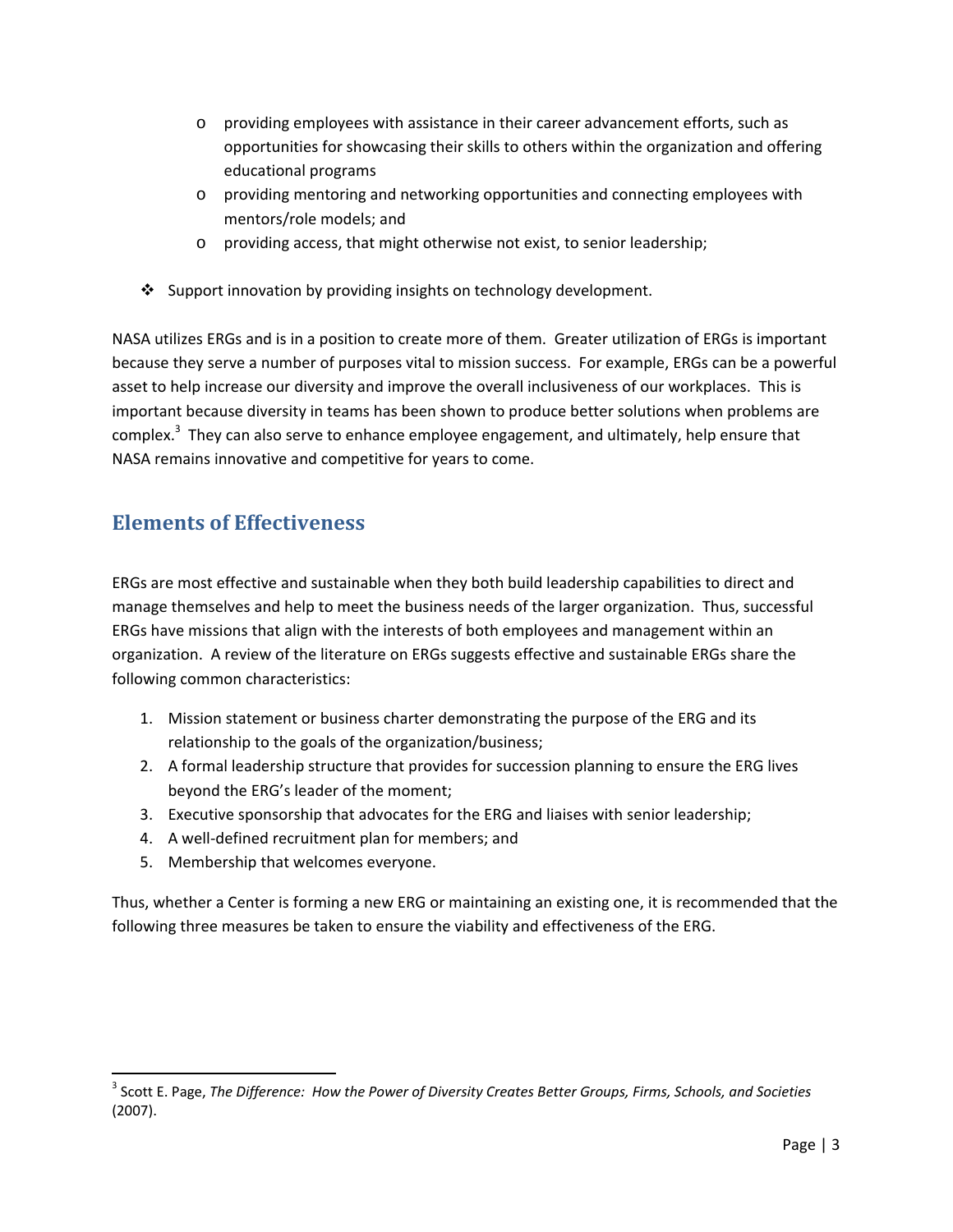- providing employees with assistance in their career advancement efforts, such as opportunities for showcasing their skills to others within the organization and offering educational programs
  - providing mentoring and networking opportunities and connecting employees with mentors/role models; and
  - providing access, that might otherwise not exist, to senior leadership;

- Support innovation by providing insights on technology development.

NASA utilizes ERGs and is in a position to create more of them. Greater utilization of ERGs is important because they serve a number of purposes vital to mission success. For example, ERGs can be a powerful asset to help increase our diversity and improve the overall inclusiveness of our workplaces. This is important because diversity in teams has been shown to produce better solutions when problems are complex.[3] They can also serve to enhance employee engagement, and ultimately, help ensure that NASA remains innovative and competitive for years to come.

## Elements of Effectiveness

ERGs are most effective and sustainable when they both build leadership capabilities to direct and manage themselves and help to meet the business needs of the larger organization. Thus, successful ERGs have missions that align with the interests of both employees and management within an organization. A review of the literature on ERGs suggests effective and sustainable ERGs share the following common characteristics:

1. Mission statement or business charter demonstrating the purpose of the ERG and its relationship to the goals of the organization/business;
2. A formal leadership structure that provides for succession planning to ensure the ERG lives beyond the ERG's leader of the moment;
3. Executive sponsorship that advocates for the ERG and liaises with senior leadership;
4. A well-defined recruitment plan for members; and
5. Membership that welcomes everyone.

Thus, whether a Center is forming a new ERG or maintaining an existing one, it is recommended that the following three measures be taken to ensure the viability and effectiveness of the ERG.

---

[3] Scott E. Page, *The Difference: How the Power of Diversity Creates Better Groups, Firms, Schools, and Societies* (2007).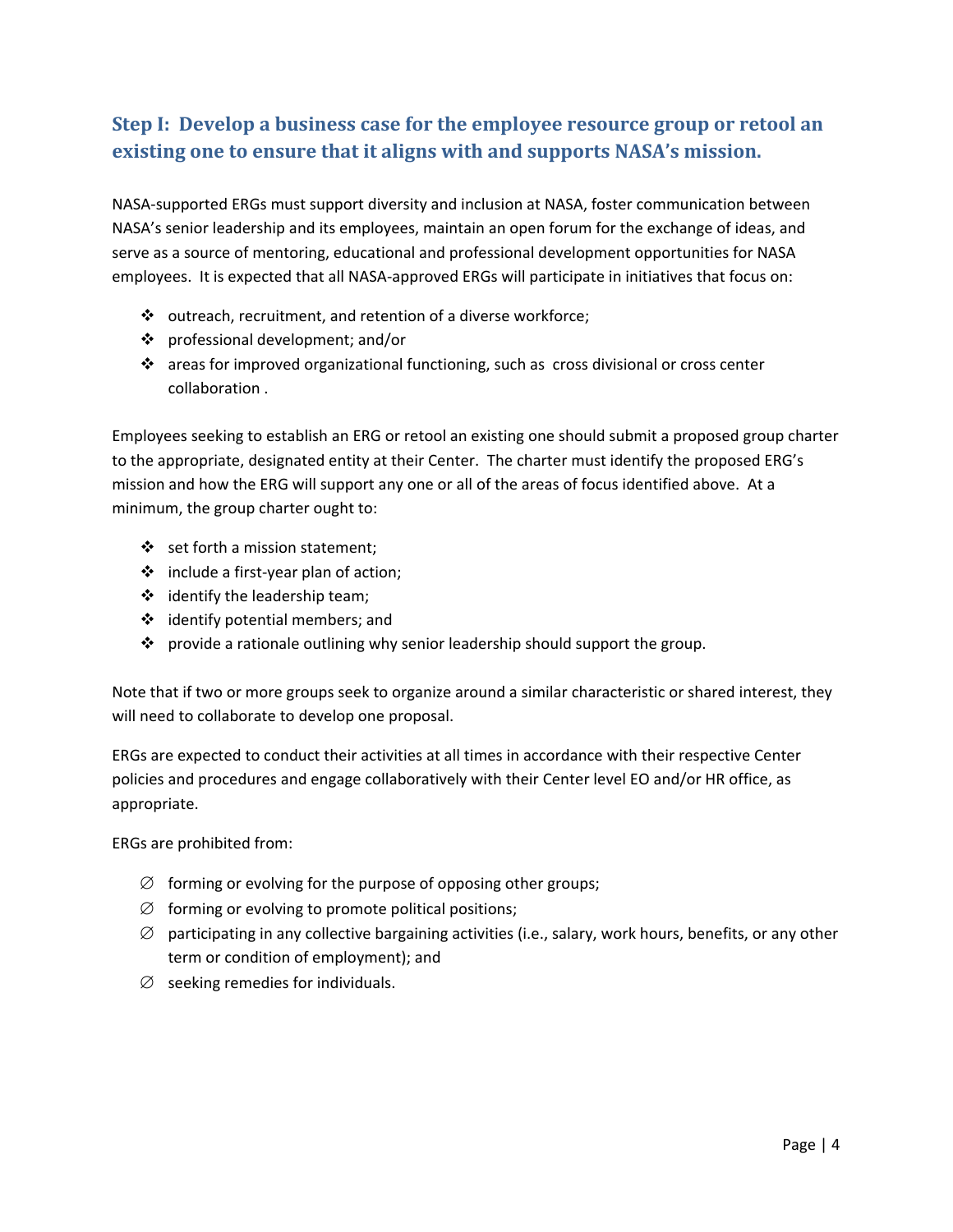## Step I: Develop a business case for the employee resource group or retool an existing one to ensure that it aligns with and supports NASA's mission.

NASA-supported ERGs must support diversity and inclusion at NASA, foster communication between NASA's senior leadership and its employees, maintain an open forum for the exchange of ideas, and serve as a source of mentoring, educational and professional development opportunities for NASA employees. It is expected that all NASA-approved ERGs will participate in initiatives that focus on:

- outreach, recruitment, and retention of a diverse workforce;
- professional development; and/or
- areas for improved organizational functioning, such as cross divisional or cross center collaboration .

Employees seeking to establish an ERG or retool an existing one should submit a proposed group charter to the appropriate, designated entity at their Center. The charter must identify the proposed ERG's mission and how the ERG will support any one or all of the areas of focus identified above. At a minimum, the group charter ought to:

- set forth a mission statement;
- include a first-year plan of action;
- identify the leadership team;
- identify potential members; and
- provide a rationale outlining why senior leadership should support the group.

Note that if two or more groups seek to organize around a similar characteristic or shared interest, they will need to collaborate to develop one proposal.

ERGs are expected to conduct their activities at all times in accordance with their respective Center policies and procedures and engage collaboratively with their Center level EO and/or HR office, as appropriate.

ERGs are prohibited from:

- ∅ forming or evolving for the purpose of opposing other groups;
- ∅ forming or evolving to promote political positions;
- ∅ participating in any collective bargaining activities (i.e., salary, work hours, benefits, or any other term or condition of employment); and
- ∅ seeking remedies for individuals.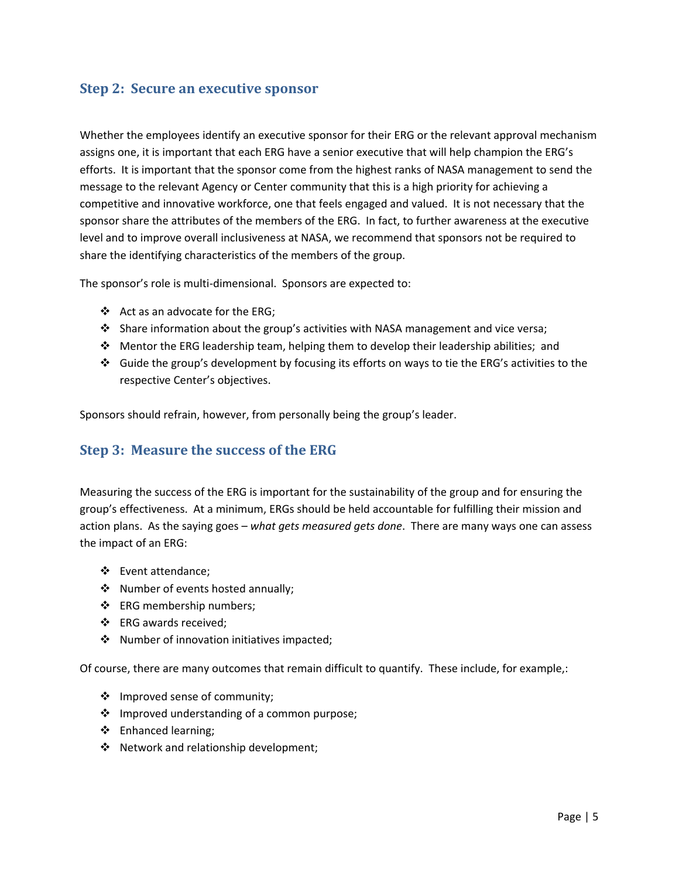## Step 2: Secure an executive sponsor

Whether the employees identify an executive sponsor for their ERG or the relevant approval mechanism assigns one, it is important that each ERG have a senior executive that will help champion the ERG's efforts. It is important that the sponsor come from the highest ranks of NASA management to send the message to the relevant Agency or Center community that this is a high priority for achieving a competitive and innovative workforce, one that feels engaged and valued. It is not necessary that the sponsor share the attributes of the members of the ERG. In fact, to further awareness at the executive level and to improve overall inclusiveness at NASA, we recommend that sponsors not be required to share the identifying characteristics of the members of the group.

The sponsor's role is multi-dimensional. Sponsors are expected to:

- Act as an advocate for the ERG;
- Share information about the group's activities with NASA management and vice versa;
- Mentor the ERG leadership team, helping them to develop their leadership abilities; and
- Guide the group's development by focusing its efforts on ways to tie the ERG's activities to the respective Center's objectives.

Sponsors should refrain, however, from personally being the group's leader.

## Step 3: Measure the success of the ERG

Measuring the success of the ERG is important for the sustainability of the group and for ensuring the group's effectiveness. At a minimum, ERGs should be held accountable for fulfilling their mission and action plans. As the saying goes – *what gets measured gets done*. There are many ways one can assess the impact of an ERG:

- Event attendance;
- Number of events hosted annually;
- ERG membership numbers;
- ERG awards received;
- Number of innovation initiatives impacted;

Of course, there are many outcomes that remain difficult to quantify. These include, for example,:

- Improved sense of community;
- Improved understanding of a common purpose;
- Enhanced learning;
- Network and relationship development;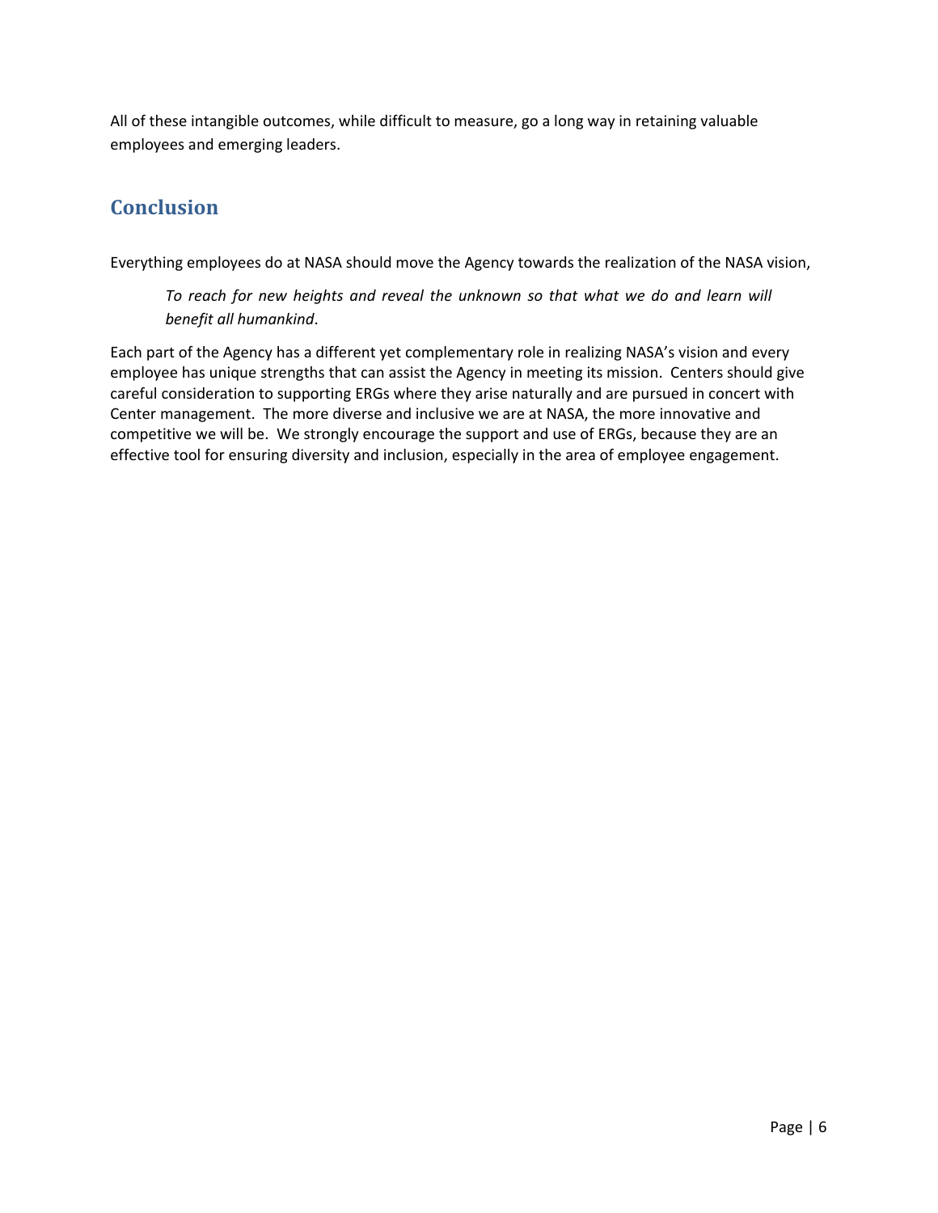All of these intangible outcomes, while difficult to measure, go a long way in retaining valuable employees and emerging leaders.

## Conclusion

Everything employees do at NASA should move the Agency towards the realization of the NASA vision,

> *To reach for new heights and reveal the unknown so that what we do and learn will benefit all humankind*.

Each part of the Agency has a different yet complementary role in realizing NASA's vision and every employee has unique strengths that can assist the Agency in meeting its mission. Centers should give careful consideration to supporting ERGs where they arise naturally and are pursued in concert with Center management. The more diverse and inclusive we are at NASA, the more innovative and competitive we will be. We strongly encourage the support and use of ERGs, because they are an effective tool for ensuring diversity and inclusion, especially in the area of employee engagement.